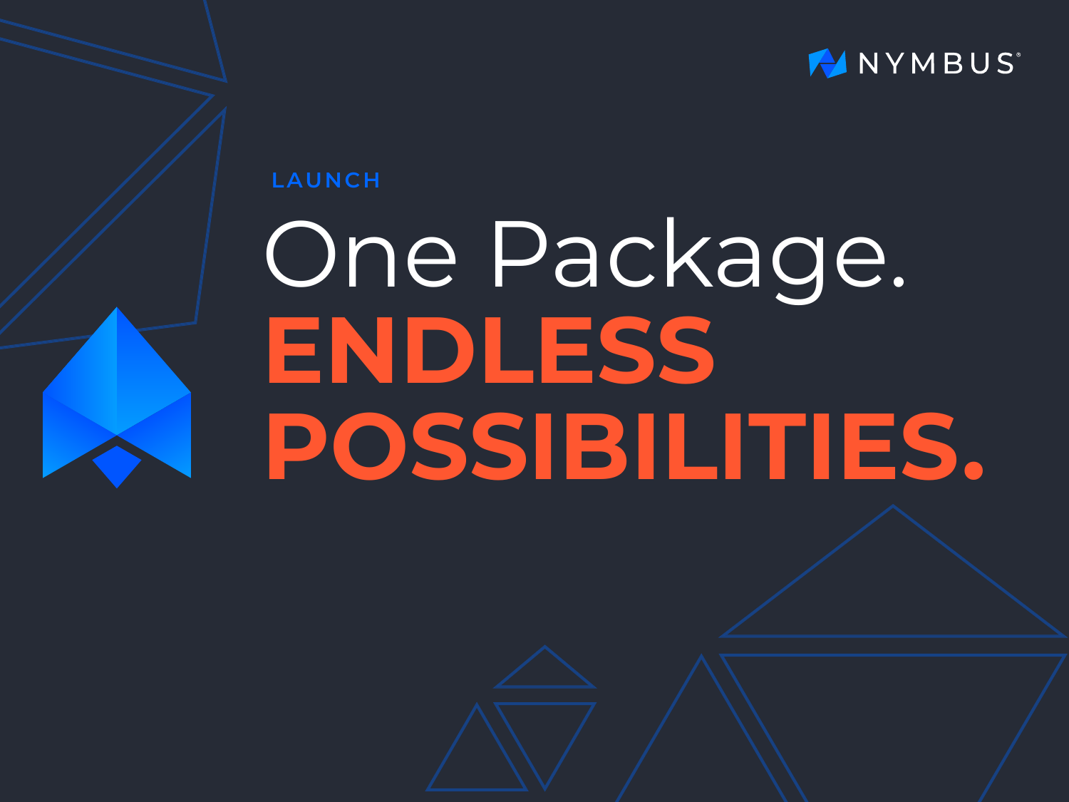NYMBUS®

LAUNCH

# One Package.
# ENDLESS POSSIBILITIES.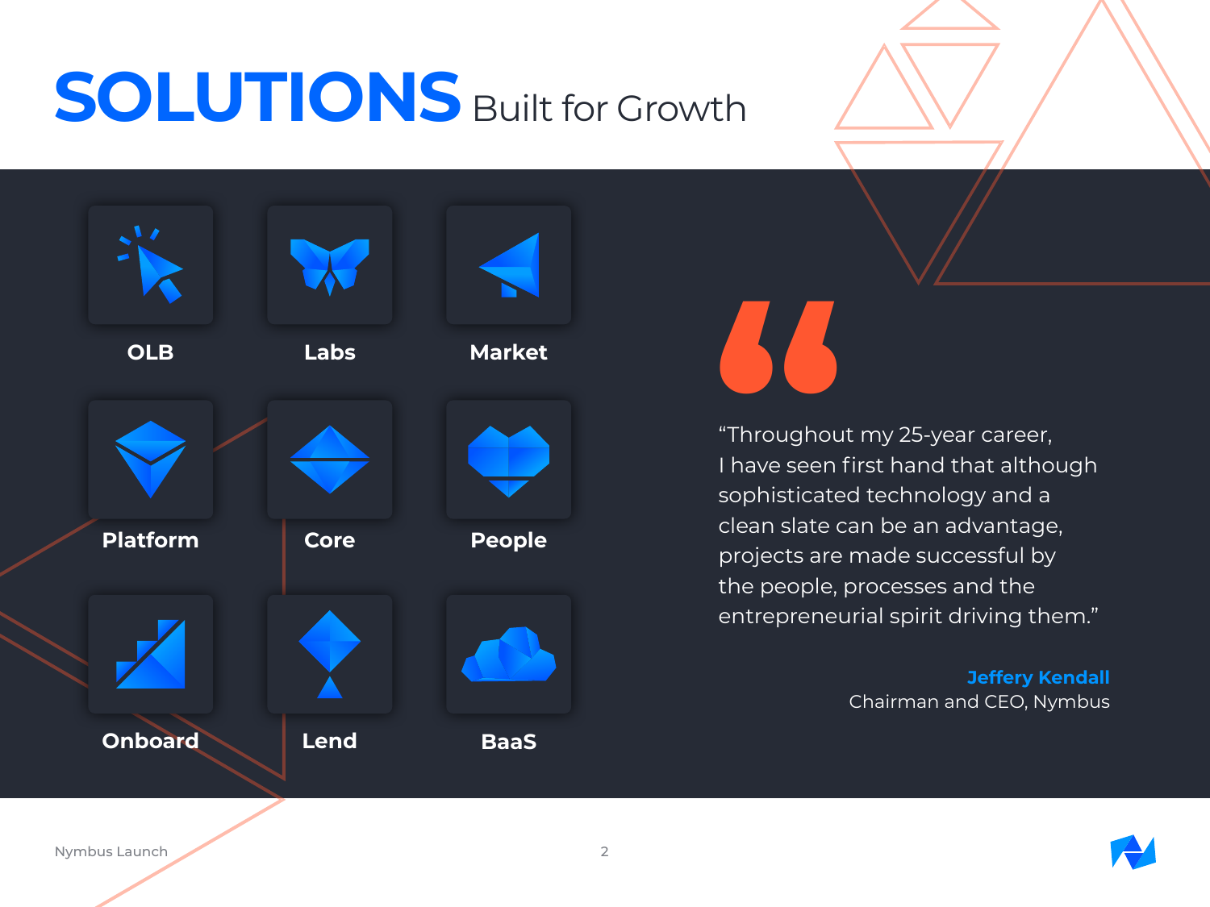# SOLUTIONS Built for Growth

- OLB
- Labs
- Market
- Platform
- Core
- People
- Onboard
- Lend
- BaaS

"Throughout my 25-year career, I have seen first hand that although sophisticated technology and a clean slate can be an advantage, projects are made successful by the people, processes and the entrepreneurial spirit driving them."

**Jeffery Kendall**
Chairman and CEO, Nymbus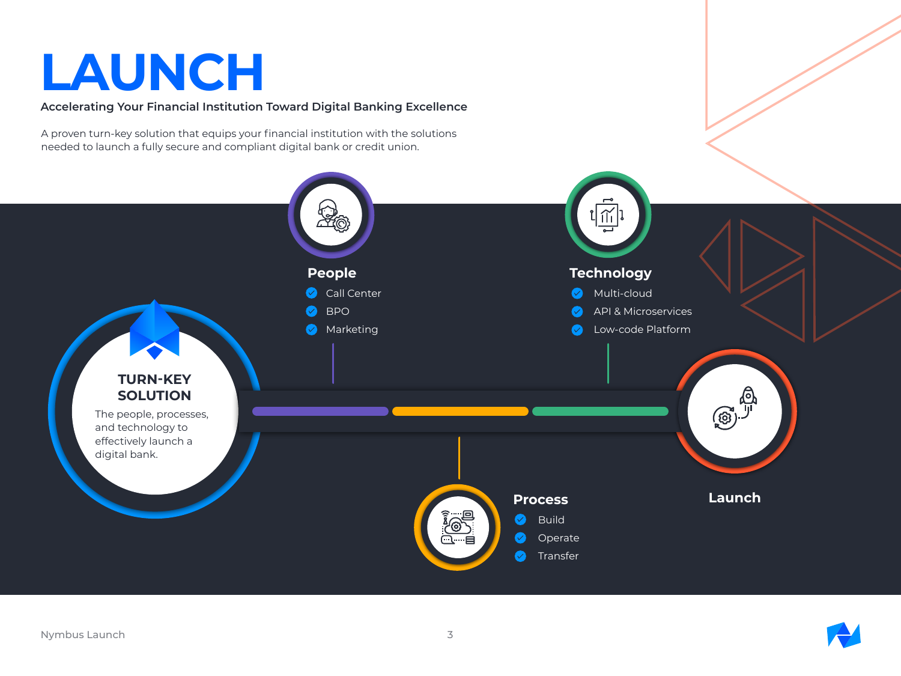# LAUNCH

**Accelerating Your Financial Institution Toward Digital Banking Excellence**

A proven turn-key solution that equips your financial institution with the solutions needed to launch a fully secure and compliant digital bank or credit union.

### TURN-KEY SOLUTION

The people, processes, and technology to effectively launch a digital bank.

### People

- Call Center
- BPO
- Marketing

### Process

- Build
- Operate
- Transfer

### Technology

- Multi-cloud
- API & Microservices
- Low-code Platform

### Launch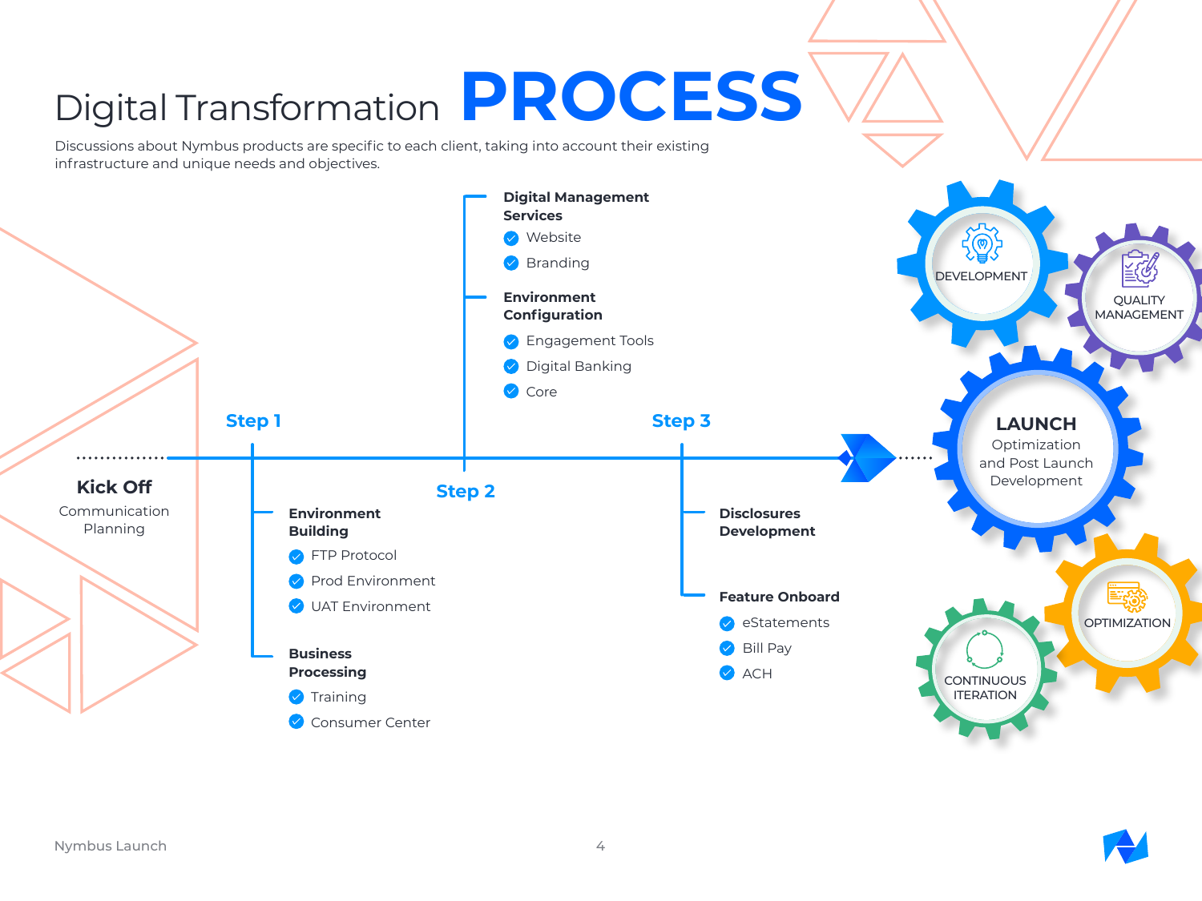# Digital Transformation PROCESS

Discussions about Nymbus products are specific to each client, taking into account their existing infrastructure and unique needs and objectives.

## Kick Off

Communication Planning

## Step 1

**Environment Building**

- FTP Protocol
- Prod Environment
- UAT Environment

**Business Processing**

- Training
- Consumer Center

## Step 2

**Digital Management Services**

- Website
- Branding

**Environment Configuration**

- Engagement Tools
- Digital Banking
- Core

## Step 3

**Disclosures Development**

**Feature Onboard**

- eStatements
- Bill Pay
- ACH

## LAUNCH

Optimization and Post Launch Development

- DEVELOPMENT
- QUALITY MANAGEMENT
- OPTIMIZATION
- CONTINUOUS ITERATION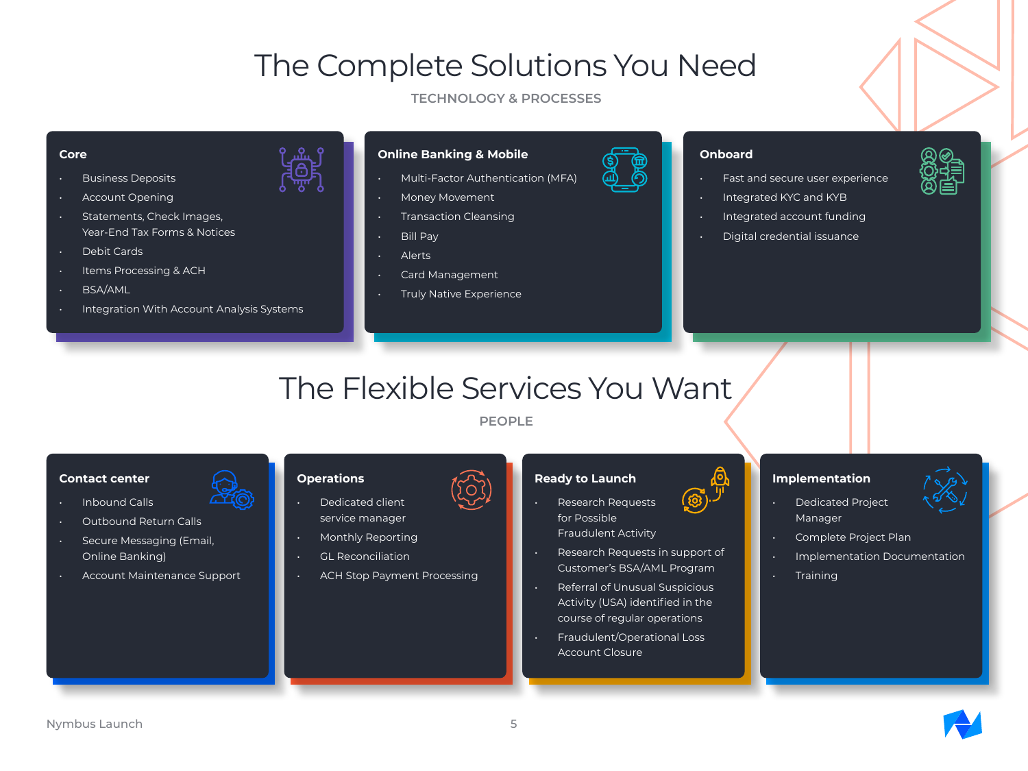# The Complete Solutions You Need

TECHNOLOGY & PROCESSES

### Core

- Business Deposits
- Account Opening
- Statements, Check Images, Year-End Tax Forms & Notices
- Debit Cards
- Items Processing & ACH
- BSA/AML
- Integration With Account Analysis Systems

### Online Banking & Mobile

- Multi-Factor Authentication (MFA)
- Money Movement
- Transaction Cleansing
- Bill Pay
- Alerts
- Card Management
- Truly Native Experience

### Onboard

- Fast and secure user experience
- Integrated KYC and KYB
- Integrated account funding
- Digital credential issuance

# The Flexible Services You Want

PEOPLE

### Contact center

- Inbound Calls
- Outbound Return Calls
- Secure Messaging (Email, Online Banking)
- Account Maintenance Support

### Operations

- Dedicated client service manager
- Monthly Reporting
- GL Reconciliation
- ACH Stop Payment Processing

### Ready to Launch

- Research Requests for Possible Fraudulent Activity
- Research Requests in support of Customer's BSA/AML Program
- Referral of Unusual Suspicious Activity (USA) identified in the course of regular operations
- Fraudulent/Operational Loss Account Closure

### Implementation

- Dedicated Project Manager
- Complete Project Plan
- Implementation Documentation
- Training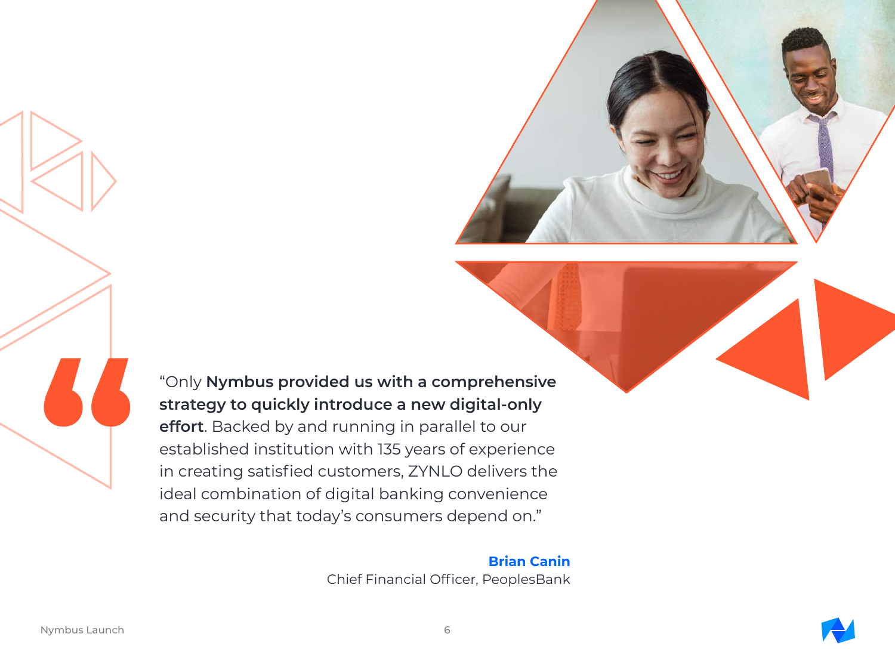> "Only **Nymbus provided us with a comprehensive strategy to quickly introduce a new digital-only effort**. Backed by and running in parallel to our established institution with 135 years of experience in creating satisfied customers, ZYNLO delivers the ideal combination of digital banking convenience and security that today's consumers depend on."

**Brian Canin**
Chief Financial Officer, PeoplesBank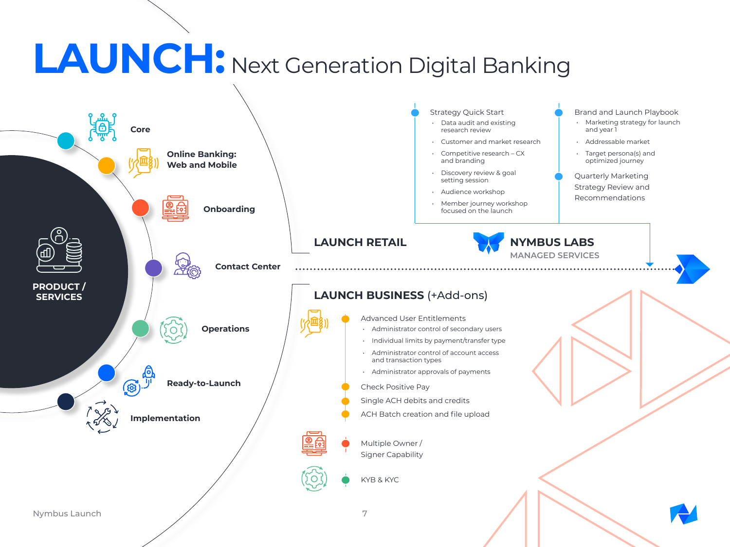# LAUNCH: Next Generation Digital Banking

## PRODUCT / SERVICES

- Core
- Online Banking: Web and Mobile
- Onboarding
- Contact Center
- Operations
- Ready-to-Launch
- Implementation

## NYMBUS LABS

MANAGED SERVICES

**Strategy Quick Start**

- Data audit and existing research review
- Customer and market research
- Competitive research – CX and branding
- Discovery review & goal setting session
- Audience workshop
- Member journey workshop focused on the launch

**Brand and Launch Playbook**

- Marketing strategy for launch and year 1
- Addressable market
- Target persona(s) and optimized journey

**Quarterly Marketing Strategy Review and Recommendations**

## LAUNCH RETAIL

## LAUNCH BUSINESS (+Add-ons)

**Advanced User Entitlements**

- Administrator control of secondary users
- Individual limits by payment/transfer type
- Administrator control of account access and transaction types
- Administrator approvals of payments

**Check Positive Pay**

**Single ACH debits and credits**

**ACH Batch creation and file upload**

**Multiple Owner / Signer Capability**

**KYB & KYC**

Nymbus Launch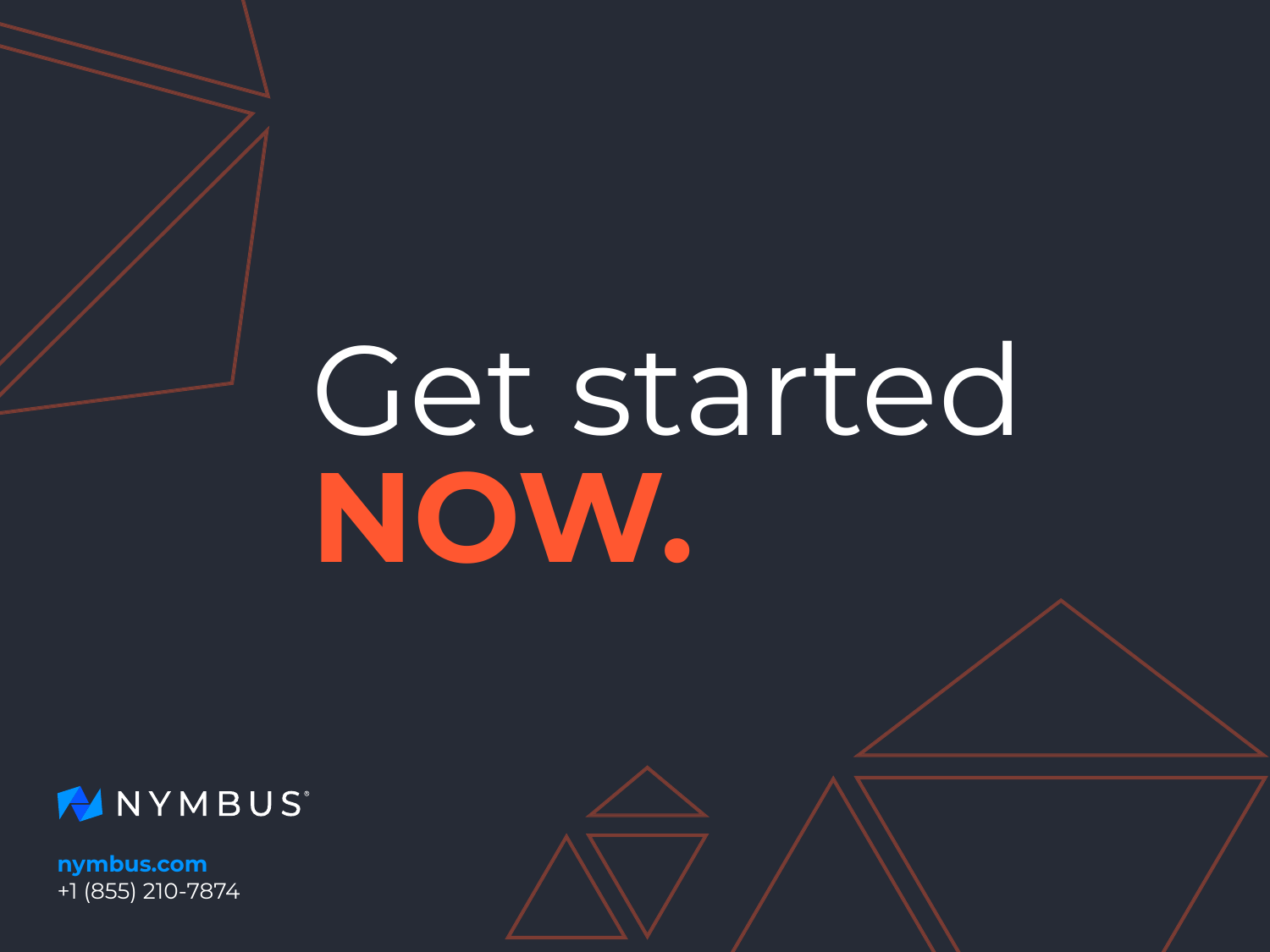# Get started **NOW.**

NYMBUS®

**nymbus.com**
+1 (855) 210-7874